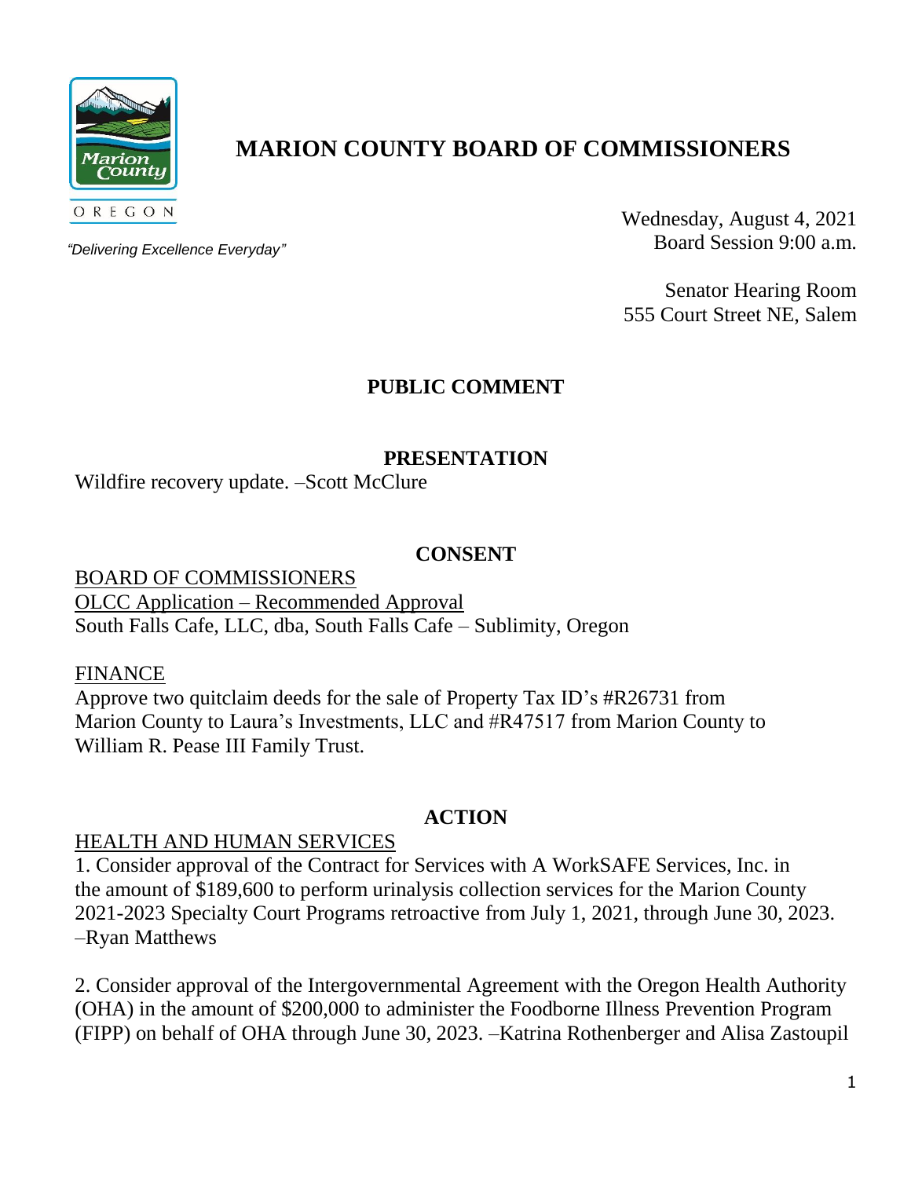# MARION COUNTY BOARD OF COMMISSIONERS

OREGON

*"Delivering Excellence Everyday"*

Wednesday, August 4, 2021
Board Session 9:00 a.m.

Senator Hearing Room
555 Court Street NE, Salem

## PUBLIC COMMENT

## PRESENTATION

Wildfire recovery update. –Scott McClure

## CONSENT

<u>BOARD OF COMMISSIONERS</u>
<u>OLCC Application – Recommended Approval</u>
South Falls Cafe, LLC, dba, South Falls Cafe – Sublimity, Oregon

<u>FINANCE</u>
Approve two quitclaim deeds for the sale of Property Tax ID's #R26731 from Marion County to Laura's Investments, LLC and #R47517 from Marion County to William R. Pease III Family Trust.

## ACTION

<u>HEALTH AND HUMAN SERVICES</u>

1. Consider approval of the Contract for Services with A WorkSAFE Services, Inc. in the amount of $189,600 to perform urinalysis collection services for the Marion County 2021-2023 Specialty Court Programs retroactive from July 1, 2021, through June 30, 2023. –Ryan Matthews

2. Consider approval of the Intergovernmental Agreement with the Oregon Health Authority (OHA) in the amount of $200,000 to administer the Foodborne Illness Prevention Program (FIPP) on behalf of OHA through June 30, 2023. –Katrina Rothenberger and Alisa Zastoupil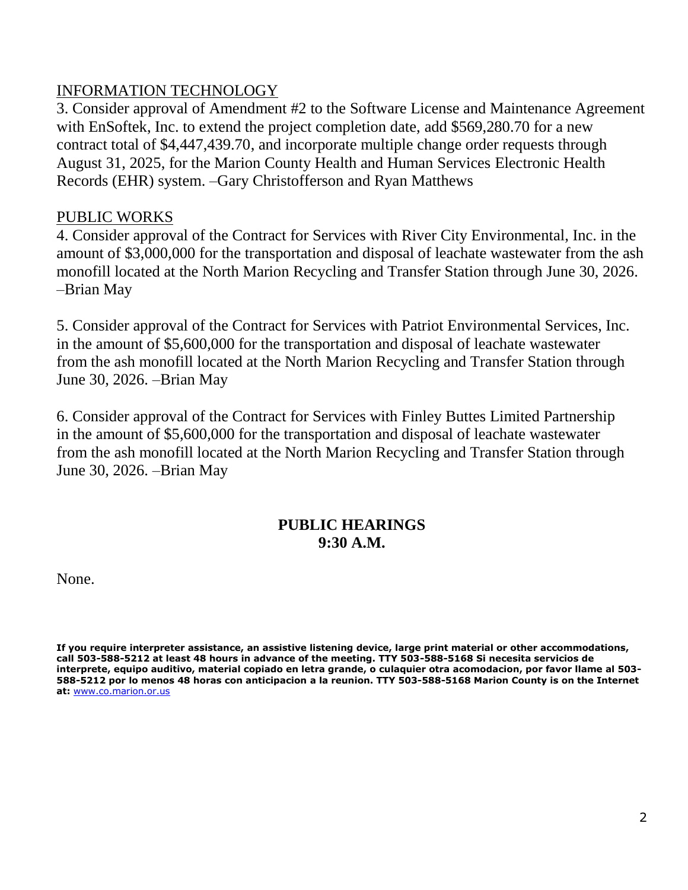INFORMATION TECHNOLOGY

3. Consider approval of Amendment #2 to the Software License and Maintenance Agreement with EnSoftek, Inc. to extend the project completion date, add $569,280.70 for a new contract total of $4,447,439.70, and incorporate multiple change order requests through August 31, 2025, for the Marion County Health and Human Services Electronic Health Records (EHR) system. –Gary Christofferson and Ryan Matthews

PUBLIC WORKS

4. Consider approval of the Contract for Services with River City Environmental, Inc. in the amount of $3,000,000 for the transportation and disposal of leachate wastewater from the ash monofill located at the North Marion Recycling and Transfer Station through June 30, 2026. –Brian May

5. Consider approval of the Contract for Services with Patriot Environmental Services, Inc. in the amount of $5,600,000 for the transportation and disposal of leachate wastewater from the ash monofill located at the North Marion Recycling and Transfer Station through June 30, 2026. –Brian May

6. Consider approval of the Contract for Services with Finley Buttes Limited Partnership in the amount of $5,600,000 for the transportation and disposal of leachate wastewater from the ash monofill located at the North Marion Recycling and Transfer Station through June 30, 2026. –Brian May

## PUBLIC HEARINGS
## 9:30 A.M.

None.

**If you require interpreter assistance, an assistive listening device, large print material or other accommodations, call 503-588-5212 at least 48 hours in advance of the meeting. TTY 503-588-5168 Si necesita servicios de interprete, equipo auditivo, material copiado en letra grande, o culaquier otra acomodacion, por favor llame al 503-588-5212 por lo menos 48 horas con anticipacion a la reunion. TTY 503-588-5168 Marion County is on the Internet at:** www.co.marion.or.us